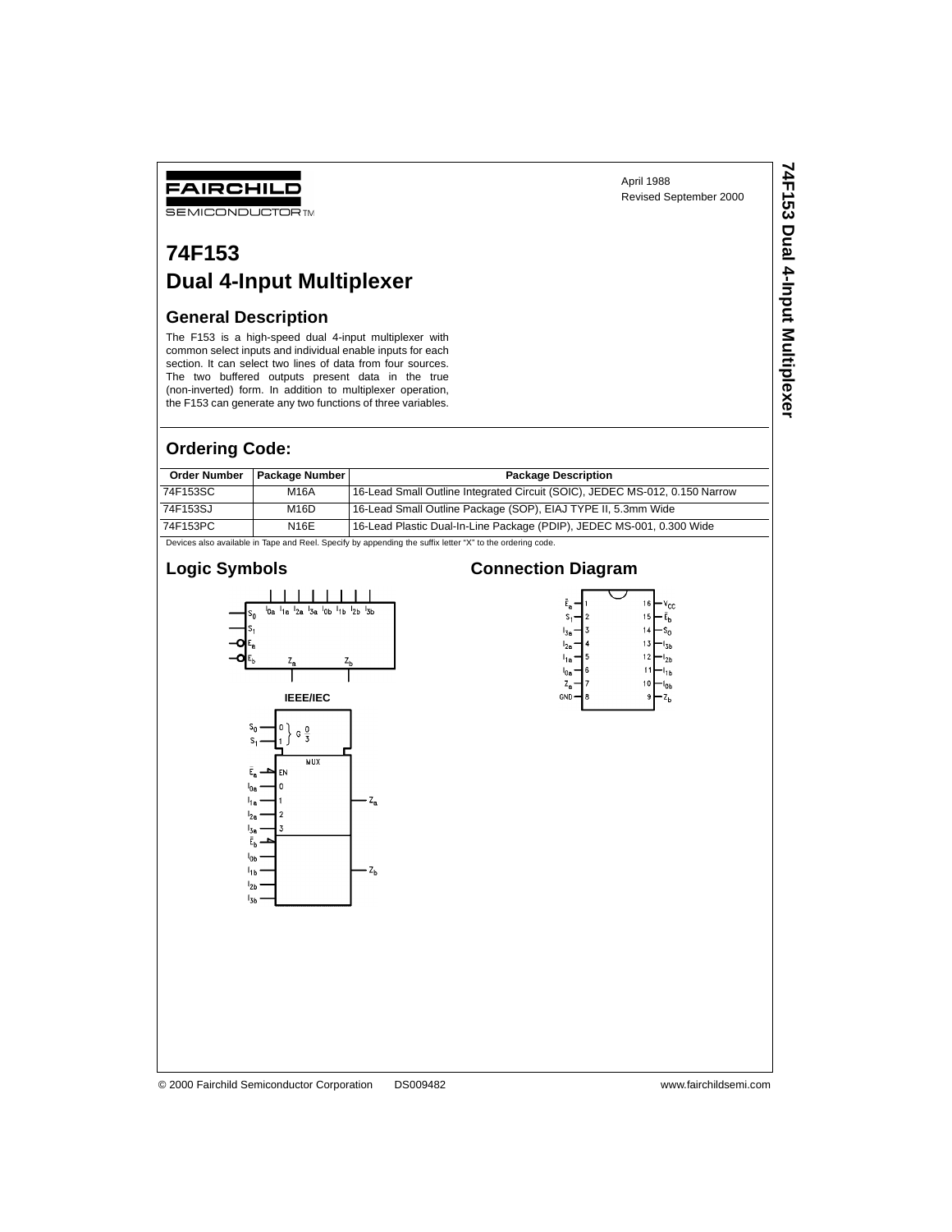FAIRCHILD SEMICONDUCTOR™

April 1988
Revised September 2000

# 74F153 Dual 4-Input Multiplexer

## General Description

The F153 is a high-speed dual 4-input multiplexer with common select inputs and individual enable inputs for each section. It can select two lines of data from four sources. The two buffered outputs present data in the true (non-inverted) form. In addition to multiplexer operation, the F153 can generate any two functions of three variables.

## Ordering Code:

| Order Number | Package Number | Package Description |
|---|---|---|
| 74F153SC | M16A | 16-Lead Small Outline Integrated Circuit (SOIC), JEDEC MS-012, 0.150 Narrow |
| 74F153SJ | M16D | 16-Lead Small Outline Package (SOP), EIAJ TYPE II, 5.3mm Wide |
| 74F153PC | N16E | 16-Lead Plastic Dual-In-Line Package (PDIP), JEDEC MS-001, 0.300 Wide |

Devices also available in Tape and Reel. Specify by appending the suffix letter "X" to the ordering code.

## Logic Symbols

IEEE/IEC

## Connection Diagram

© 2000 Fairchild Semiconductor Corporation DS009482 www.fairchildsemi.com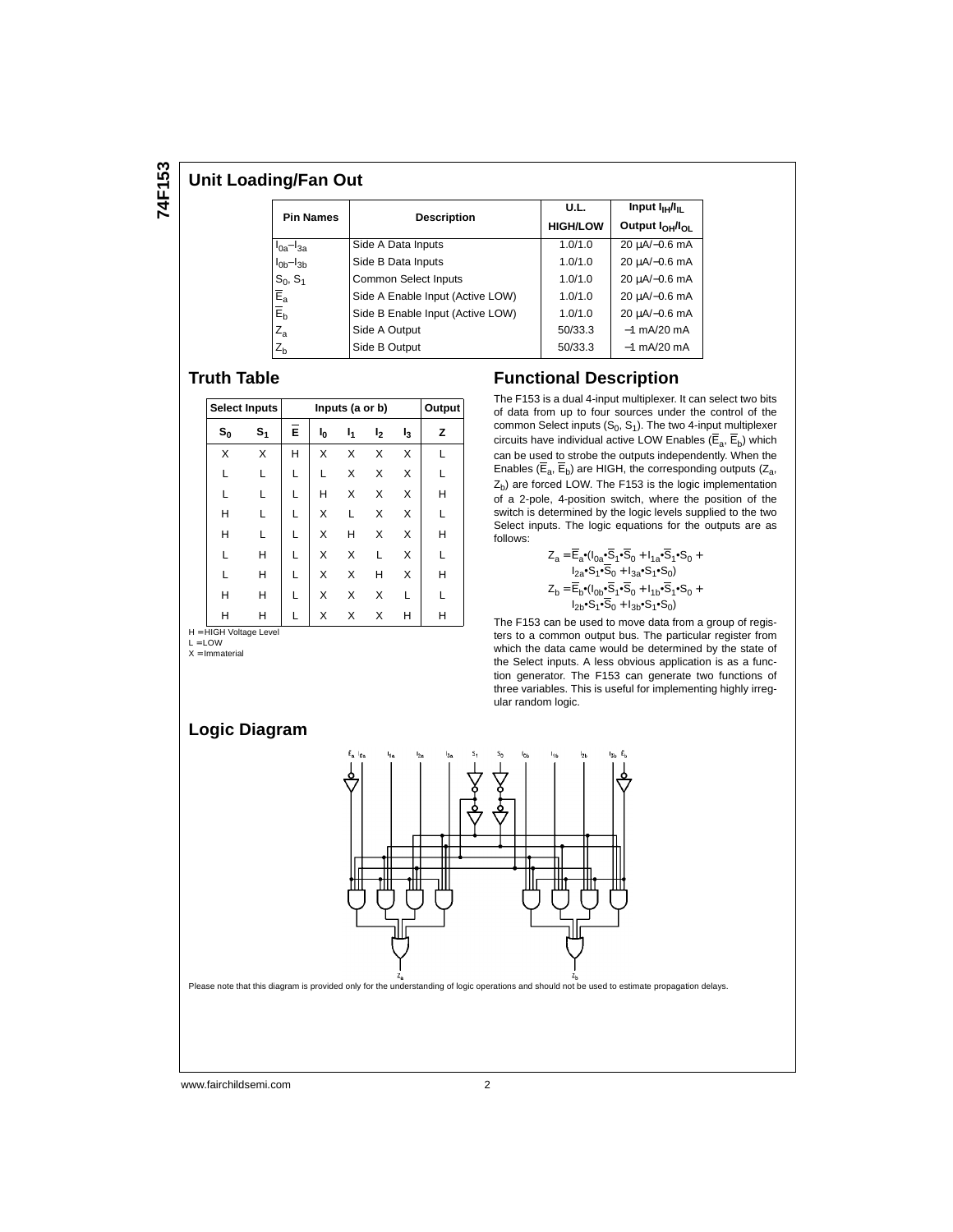## Unit Loading/Fan Out

| Pin Names | Description | U.L. HIGH/LOW | Input $I_{IH}/I_{IL}$ Output $I_{OH}/I_{OL}$ |
|---|---|---|---|
| $I_{0a}$–$I_{3a}$ | Side A Data Inputs | 1.0/1.0 | 20 μA/−0.6 mA |
| $I_{0b}$–$I_{3b}$ | Side B Data Inputs | 1.0/1.0 | 20 μA/−0.6 mA |
| $S_0$, $S_1$ | Common Select Inputs | 1.0/1.0 | 20 μA/−0.6 mA |
| $\overline{E}_a$ | Side A Enable Input (Active LOW) | 1.0/1.0 | 20 μA/−0.6 mA |
| $\overline{E}_b$ | Side B Enable Input (Active LOW) | 1.0/1.0 | 20 μA/−0.6 mA |
| $Z_a$ | Side A Output | 50/33.3 | −1 mA/20 mA |
| $Z_b$ | Side B Output | 50/33.3 | −1 mA/20 mA |

## Truth Table

| Select Inputs | | Inputs (a or b) | | | | | Output |
|---|---|---|---|---|---|---|---|
| $S_0$ | $S_1$ | $\overline{E}$ | $I_0$ | $I_1$ | $I_2$ | $I_3$ | Z |
| X | X | H | X | X | X | X | L |
| L | L | L | L | X | X | X | L |
| L | L | L | H | X | X | X | H |
| H | L | L | X | L | X | X | L |
| H | L | L | X | H | X | X | H |
| L | H | L | X | X | L | X | L |
| L | H | L | X | X | H | X | H |
| H | H | L | X | X | X | L | L |
| H | H | L | X | X | X | H | H |

H = HIGH Voltage Level
L = LOW
X = Immaterial

## Functional Description

The F153 is a dual 4-input multiplexer. It can select two bits of data from up to four sources under the control of the common Select inputs ($S_0$, $S_1$). The two 4-input multiplexer circuits have individual active LOW Enables ($\overline{E}_a$, $\overline{E}_b$) which can be used to strobe the outputs independently. When the Enables ($\overline{E}_a$, $\overline{E}_b$) are HIGH, the corresponding outputs ($Z_a$, $Z_b$) are forced LOW. The F153 is the logic implementation of a 2-pole, 4-position switch, where the position of the switch is determined by the logic levels supplied to the two Select inputs. The logic equations for the outputs are as follows:

$$Z_a = \overline{E}_a \bullet (I_{0a} \bullet \overline{S}_1 \bullet \overline{S}_0 + I_{1a} \bullet \overline{S}_1 \bullet S_0 + I_{2a} \bullet S_1 \bullet \overline{S}_0 + I_{3a} \bullet S_1 \bullet S_0)$$

$$Z_b = \overline{E}_b \bullet (I_{0b} \bullet \overline{S}_1 \bullet \overline{S}_0 + I_{1b} \bullet \overline{S}_1 \bullet S_0 + I_{2b} \bullet S_1 \bullet \overline{S}_0 + I_{3b} \bullet S_1 \bullet S_0)$$

The F153 can be used to move data from a group of registers to a common output bus. The particular register from which the data came would be determined by the state of the Select inputs. A less obvious application is as a function generator. The F153 can generate two functions of three variables. This is useful for implementing highly irregular random logic.

## Logic Diagram

Please note that this diagram is provided only for the understanding of logic operations and should not be used to estimate propagation delays.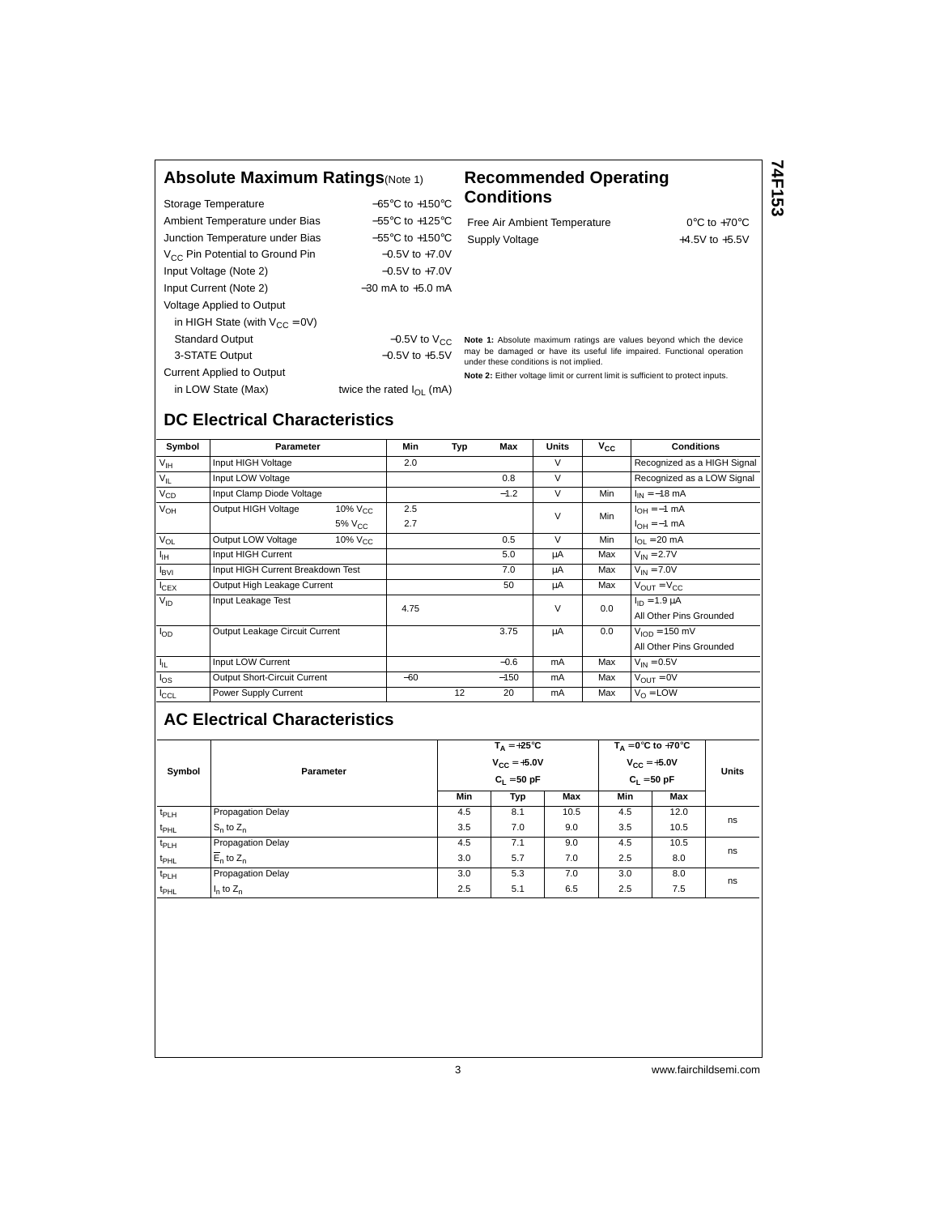## Absolute Maximum Ratings (Note 1)

| | |
|---|---|
| Storage Temperature | −65°C to +150°C |
| Ambient Temperature under Bias | −55°C to +125°C |
| Junction Temperature under Bias | −55°C to +150°C |
| $V_{CC}$ Pin Potential to Ground Pin | −0.5V to +7.0V |
| Input Voltage (Note 2) | −0.5V to +7.0V |
| Input Current (Note 2) | −30 mA to +5.0 mA |
| Voltage Applied to Output | |
| in HIGH State (with $V_{CC}$ = 0V) | |
| Standard Output | −0.5V to $V_{CC}$ |
| 3-STATE Output | −0.5V to +5.5V |
| Current Applied to Output | |
| in LOW State (Max) | twice the rated $I_{OL}$ (mA) |

## Recommended Operating Conditions

| | |
|---|---|
| Free Air Ambient Temperature | 0°C to +70°C |
| Supply Voltage | +4.5V to +5.5V |

**Note 1:** Absolute maximum ratings are values beyond which the device may be damaged or have its useful life impaired. Functional operation under these conditions is not implied.

**Note 2:** Either voltage limit or current limit is sufficient to protect inputs.

## DC Electrical Characteristics

| Symbol | Parameter | | Min | Typ | Max | Units | $V_{CC}$ | Conditions |
|---|---|---|---|---|---|---|---|---|
| $V_{IH}$ | Input HIGH Voltage | | 2.0 | | | V | | Recognized as a HIGH Signal |
| $V_{IL}$ | Input LOW Voltage | | | | 0.8 | V | | Recognized as a LOW Signal |
| $V_{CD}$ | Input Clamp Diode Voltage | | | | −1.2 | V | Min | $I_{IN}$ = −18 mA |
| $V_{OH}$ | Output HIGH Voltage | 10% $V_{CC}$ | 2.5 | | | V | Min | $I_{OH}$ = −1 mA |
| | | 5% $V_{CC}$ | 2.7 | | | | | $I_{OH}$ = −1 mA |
| $V_{OL}$ | Output LOW Voltage | 10% $V_{CC}$ | | | 0.5 | V | Min | $I_{OL}$ = 20 mA |
| $I_{IH}$ | Input HIGH Current | | | | 5.0 | μA | Max | $V_{IN}$ = 2.7V |
| $I_{BVI}$ | Input HIGH Current Breakdown Test | | | | 7.0 | μA | Max | $V_{IN}$ = 7.0V |
| $I_{CEX}$ | Output High Leakage Current | | | | 50 | μA | Max | $V_{OUT}$ = $V_{CC}$ |
| $V_{ID}$ | Input Leakage Test | | 4.75 | | | V | 0.0 | $I_{ID}$ = 1.9 μA All Other Pins Grounded |
| $I_{OD}$ | Output Leakage Circuit Current | | | | 3.75 | μA | 0.0 | $V_{IOD}$ = 150 mV All Other Pins Grounded |
| $I_{IL}$ | Input LOW Current | | | | −0.6 | mA | Max | $V_{IN}$ = 0.5V |
| $I_{OS}$ | Output Short-Circuit Current | | −60 | | −150 | mA | Max | $V_{OUT}$ = 0V |
| $I_{CCL}$ | Power Supply Current | | | 12 | 20 | mA | Max | $V_O$ = LOW |

## AC Electrical Characteristics

| Symbol | Parameter | $T_A$ = +25°C, $V_{CC}$ = +5.0V, $C_L$ = 50 pF | | | $T_A$ = 0°C to +70°C, $V_{CC}$ = +5.0V, $C_L$ = 50 pF | | Units |
|---|---|---|---|---|---|---|---|
| | | Min | Typ | Max | Min | Max | |
| $t_{PLH}$ | Propagation Delay | 4.5 | 8.1 | 10.5 | 4.5 | 12.0 | ns |
| $t_{PHL}$ | $S_n$ to $Z_n$ | 3.5 | 7.0 | 9.0 | 3.5 | 10.5 | |
| $t_{PLH}$ | Propagation Delay | 4.5 | 7.1 | 9.0 | 4.5 | 10.5 | ns |
| $t_{PHL}$ | $\overline{E}_n$ to $Z_n$ | 3.0 | 5.7 | 7.0 | 2.5 | 8.0 | |
| $t_{PLH}$ | Propagation Delay | 3.0 | 5.3 | 7.0 | 3.0 | 8.0 | ns |
| $t_{PHL}$ | $I_n$ to $Z_n$ | 2.5 | 5.1 | 6.5 | 2.5 | 7.5 | |